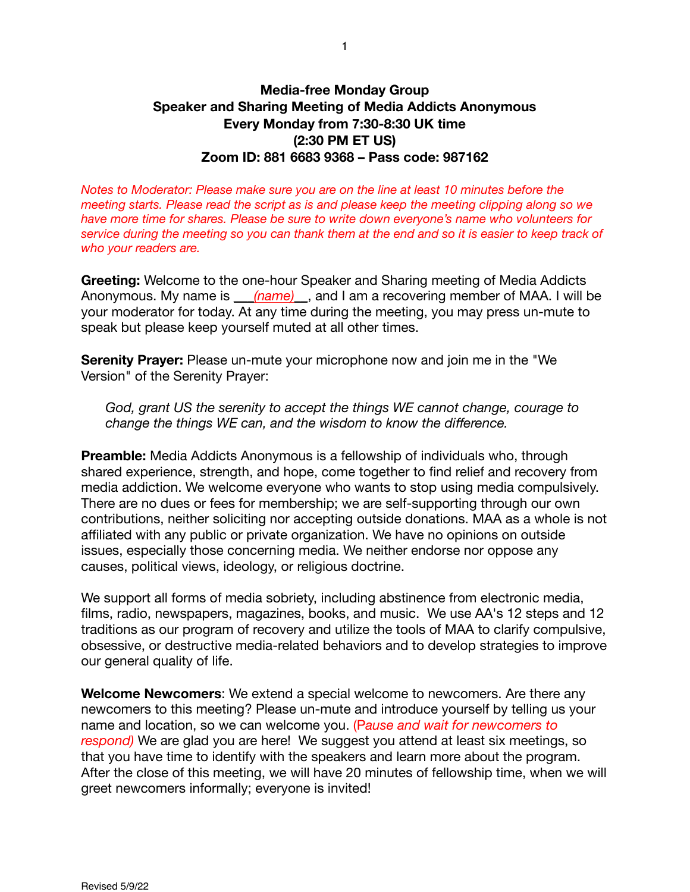# Media-free Monday Group
## Speaker and Sharing Meeting of Media Addicts Anonymous
### Every Monday from 7:30-8:30 UK time
### (2:30 PM ET US)
### Zoom ID: 881 6683 9368 – Pass code: 987162

*Notes to Moderator: Please make sure you are on the line at least 10 minutes before the meeting starts. Please read the script as is and please keep the meeting clipping along so we have more time for shares. Please be sure to write down everyone's name who volunteers for service during the meeting so you can thank them at the end and so it is easier to keep track of who your readers are.*

**Greeting:** Welcome to the one-hour Speaker and Sharing meeting of Media Addicts Anonymous. My name is ___*(name)*__, and I am a recovering member of MAA. I will be your moderator for today. At any time during the meeting, you may press un-mute to speak but please keep yourself muted at all other times.

**Serenity Prayer:** Please un-mute your microphone now and join me in the "We Version" of the Serenity Prayer:

> *God, grant US the serenity to accept the things WE cannot change, courage to change the things WE can, and the wisdom to know the difference.*

**Preamble:** Media Addicts Anonymous is a fellowship of individuals who, through shared experience, strength, and hope, come together to find relief and recovery from media addiction. We welcome everyone who wants to stop using media compulsively. There are no dues or fees for membership; we are self-supporting through our own contributions, neither soliciting nor accepting outside donations. MAA as a whole is not affiliated with any public or private organization. We have no opinions on outside issues, especially those concerning media. We neither endorse nor oppose any causes, political views, ideology, or religious doctrine.

We support all forms of media sobriety, including abstinence from electronic media, films, radio, newspapers, magazines, books, and music. We use AA's 12 steps and 12 traditions as our program of recovery and utilize the tools of MAA to clarify compulsive, obsessive, or destructive media-related behaviors and to develop strategies to improve our general quality of life.

**Welcome Newcomers**: We extend a special welcome to newcomers. Are there any newcomers to this meeting? Please un-mute and introduce yourself by telling us your name and location, so we can welcome you. (P*ause and wait for newcomers to respond)* We are glad you are here! We suggest you attend at least six meetings, so that you have time to identify with the speakers and learn more about the program. After the close of this meeting, we will have 20 minutes of fellowship time, when we will greet newcomers informally; everyone is invited!

Revised 5/9/22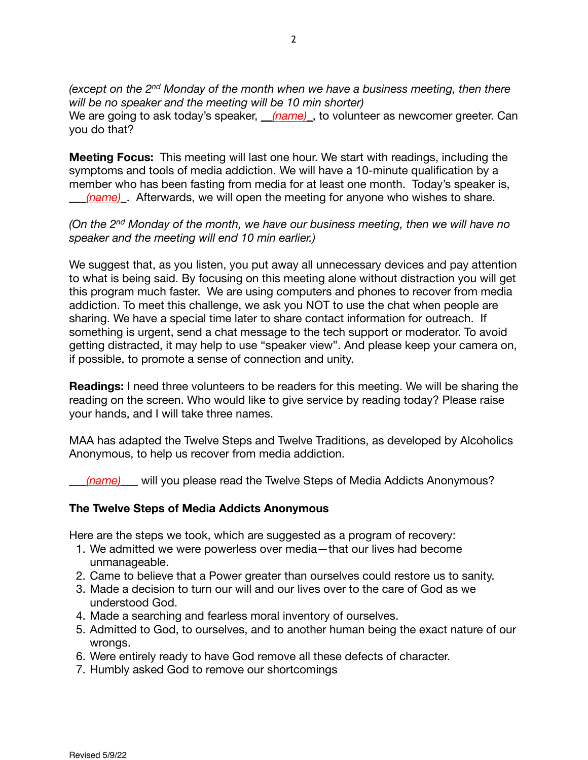*(except on the 2nd Monday of the month when we have a business meeting, then there will be no speaker and the meeting will be 10 min shorter)*
We are going to ask today's speaker, __*(name)*_, to volunteer as newcomer greeter. Can you do that?

**Meeting Focus:** This meeting will last one hour. We start with readings, including the symptoms and tools of media addiction. We will have a 10-minute qualification by a member who has been fasting from media for at least one month. Today's speaker is, ___*(name)*_. Afterwards, we will open the meeting for anyone who wishes to share.

*(On the 2nd Monday of the month, we have our business meeting, then we will have no speaker and the meeting will end 10 min earlier.)*

We suggest that, as you listen, you put away all unnecessary devices and pay attention to what is being said. By focusing on this meeting alone without distraction you will get this program much faster. We are using computers and phones to recover from media addiction. To meet this challenge, we ask you NOT to use the chat when people are sharing. We have a special time later to share contact information for outreach. If something is urgent, send a chat message to the tech support or moderator. To avoid getting distracted, it may help to use "speaker view". And please keep your camera on, if possible, to promote a sense of connection and unity.

**Readings:** I need three volunteers to be readers for this meeting. We will be sharing the reading on the screen. Who would like to give service by reading today? Please raise your hands, and I will take three names.

MAA has adapted the Twelve Steps and Twelve Traditions, as developed by Alcoholics Anonymous, to help us recover from media addiction.

___*(name)*___ will you please read the Twelve Steps of Media Addicts Anonymous?

**The Twelve Steps of Media Addicts Anonymous**

Here are the steps we took, which are suggested as a program of recovery:

1. We admitted we were powerless over media—that our lives had become unmanageable.
2. Came to believe that a Power greater than ourselves could restore us to sanity.
3. Made a decision to turn our will and our lives over to the care of God as we understood God.
4. Made a searching and fearless moral inventory of ourselves.
5. Admitted to God, to ourselves, and to another human being the exact nature of our wrongs.
6. Were entirely ready to have God remove all these defects of character.
7. Humbly asked God to remove our shortcomings

Revised 5/9/22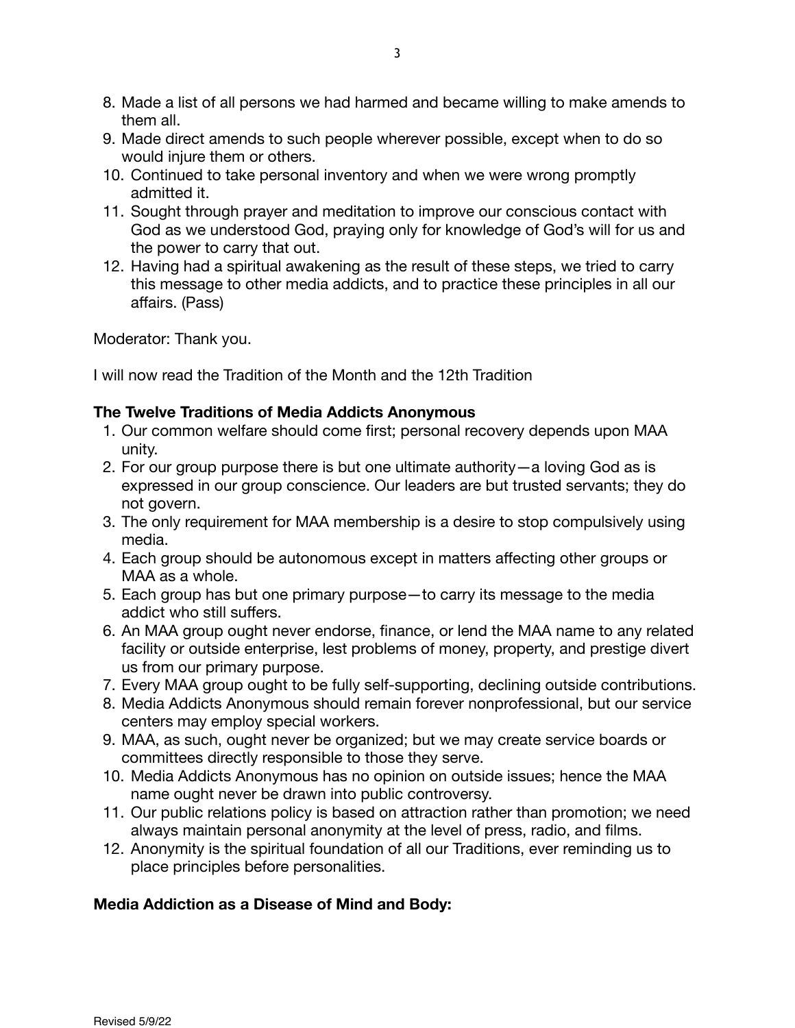8. Made a list of all persons we had harmed and became willing to make amends to them all.
9. Made direct amends to such people wherever possible, except when to do so would injure them or others.
10. Continued to take personal inventory and when we were wrong promptly admitted it.
11. Sought through prayer and meditation to improve our conscious contact with God as we understood God, praying only for knowledge of God's will for us and the power to carry that out.
12. Having had a spiritual awakening as the result of these steps, we tried to carry this message to other media addicts, and to practice these principles in all our affairs. (Pass)

Moderator: Thank you.

I will now read the Tradition of the Month and the 12th Tradition

**The Twelve Traditions of Media Addicts Anonymous**

1. Our common welfare should come first; personal recovery depends upon MAA unity.
2. For our group purpose there is but one ultimate authority—a loving God as is expressed in our group conscience. Our leaders are but trusted servants; they do not govern.
3. The only requirement for MAA membership is a desire to stop compulsively using media.
4. Each group should be autonomous except in matters affecting other groups or MAA as a whole.
5. Each group has but one primary purpose—to carry its message to the media addict who still suffers.
6. An MAA group ought never endorse, finance, or lend the MAA name to any related facility or outside enterprise, lest problems of money, property, and prestige divert us from our primary purpose.
7. Every MAA group ought to be fully self-supporting, declining outside contributions.
8. Media Addicts Anonymous should remain forever nonprofessional, but our service centers may employ special workers.
9. MAA, as such, ought never be organized; but we may create service boards or committees directly responsible to those they serve.
10. Media Addicts Anonymous has no opinion on outside issues; hence the MAA name ought never be drawn into public controversy.
11. Our public relations policy is based on attraction rather than promotion; we need always maintain personal anonymity at the level of press, radio, and films.
12. Anonymity is the spiritual foundation of all our Traditions, ever reminding us to place principles before personalities.

**Media Addiction as a Disease of Mind and Body:**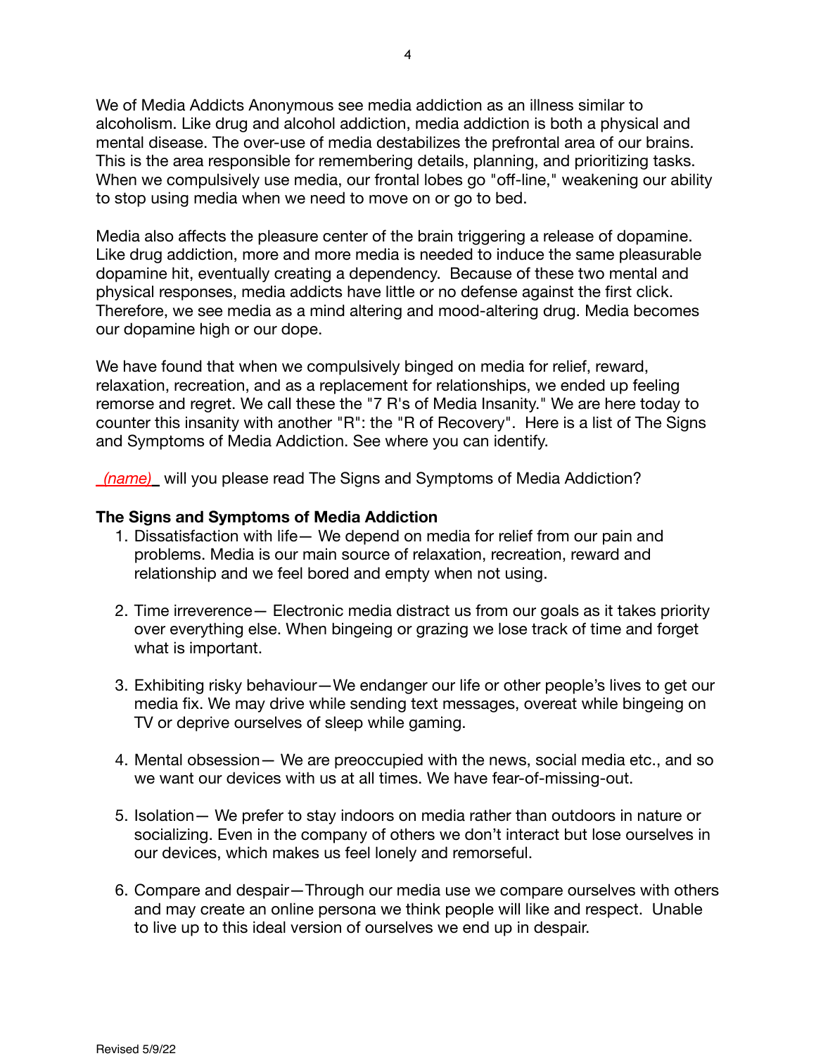We of Media Addicts Anonymous see media addiction as an illness similar to alcoholism. Like drug and alcohol addiction, media addiction is both a physical and mental disease. The over-use of media destabilizes the prefrontal area of our brains. This is the area responsible for remembering details, planning, and prioritizing tasks. When we compulsively use media, our frontal lobes go "off-line," weakening our ability to stop using media when we need to move on or go to bed.

Media also affects the pleasure center of the brain triggering a release of dopamine. Like drug addiction, more and more media is needed to induce the same pleasurable dopamine hit, eventually creating a dependency. Because of these two mental and physical responses, media addicts have little or no defense against the first click. Therefore, we see media as a mind altering and mood-altering drug. Media becomes our dopamine high or our dope.

We have found that when we compulsively binged on media for relief, reward, relaxation, recreation, and as a replacement for relationships, we ended up feeling remorse and regret. We call these the "7 R's of Media Insanity." We are here today to counter this insanity with another "R": the "R of Recovery". Here is a list of The Signs and Symptoms of Media Addiction. See where you can identify.

_*(name)*_ will you please read The Signs and Symptoms of Media Addiction?

**The Signs and Symptoms of Media Addiction**

1. Dissatisfaction with life— We depend on media for relief from our pain and problems. Media is our main source of relaxation, recreation, reward and relationship and we feel bored and empty when not using.

2. Time irreverence— Electronic media distract us from our goals as it takes priority over everything else. When bingeing or grazing we lose track of time and forget what is important.

3. Exhibiting risky behaviour—We endanger our life or other people's lives to get our media fix. We may drive while sending text messages, overeat while bingeing on TV or deprive ourselves of sleep while gaming.

4. Mental obsession— We are preoccupied with the news, social media etc., and so we want our devices with us at all times. We have fear-of-missing-out.

5. Isolation— We prefer to stay indoors on media rather than outdoors in nature or socializing. Even in the company of others we don't interact but lose ourselves in our devices, which makes us feel lonely and remorseful.

6. Compare and despair—Through our media use we compare ourselves with others and may create an online persona we think people will like and respect. Unable to live up to this ideal version of ourselves we end up in despair.

Revised 5/9/22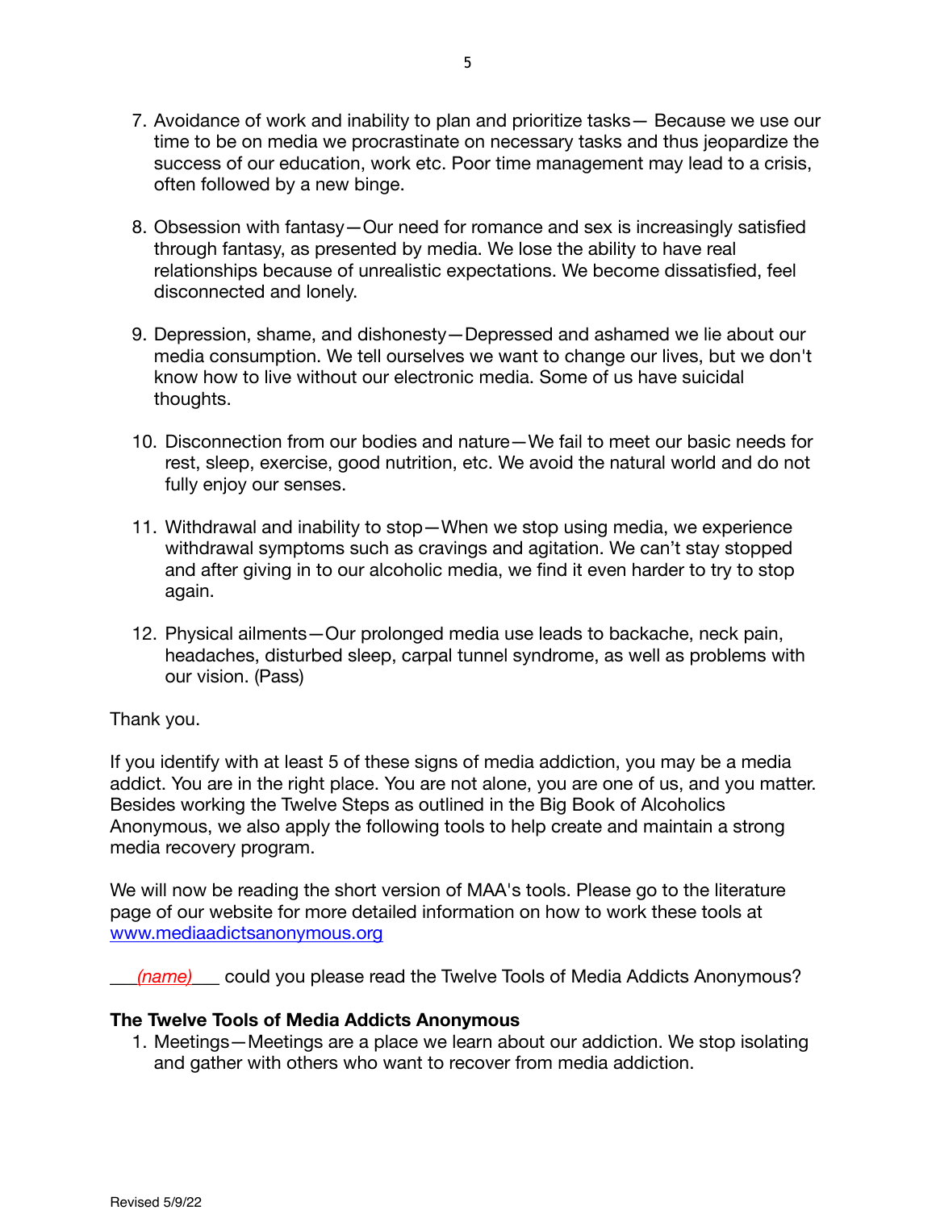7. Avoidance of work and inability to plan and prioritize tasks— Because we use our time to be on media we procrastinate on necessary tasks and thus jeopardize the success of our education, work etc. Poor time management may lead to a crisis, often followed by a new binge.

8. Obsession with fantasy—Our need for romance and sex is increasingly satisfied through fantasy, as presented by media. We lose the ability to have real relationships because of unrealistic expectations. We become dissatisfied, feel disconnected and lonely.

9. Depression, shame, and dishonesty—Depressed and ashamed we lie about our media consumption. We tell ourselves we want to change our lives, but we don't know how to live without our electronic media. Some of us have suicidal thoughts.

10. Disconnection from our bodies and nature—We fail to meet our basic needs for rest, sleep, exercise, good nutrition, etc. We avoid the natural world and do not fully enjoy our senses.

11. Withdrawal and inability to stop—When we stop using media, we experience withdrawal symptoms such as cravings and agitation. We can't stay stopped and after giving in to our alcoholic media, we find it even harder to try to stop again.

12. Physical ailments—Our prolonged media use leads to backache, neck pain, headaches, disturbed sleep, carpal tunnel syndrome, as well as problems with our vision. (Pass)

Thank you.

If you identify with at least 5 of these signs of media addiction, you may be a media addict. You are in the right place. You are not alone, you are one of us, and you matter. Besides working the Twelve Steps as outlined in the Big Book of Alcoholics Anonymous, we also apply the following tools to help create and maintain a strong media recovery program.

We will now be reading the short version of MAA's tools. Please go to the literature page of our website for more detailed information on how to work these tools at [www.mediaadictsanonymous.org](www.mediaadictsanonymous.org)

___*(name)*___ could you please read the Twelve Tools of Media Addicts Anonymous?

**The Twelve Tools of Media Addicts Anonymous**

1. Meetings—Meetings are a place we learn about our addiction. We stop isolating and gather with others who want to recover from media addiction.

Revised 5/9/22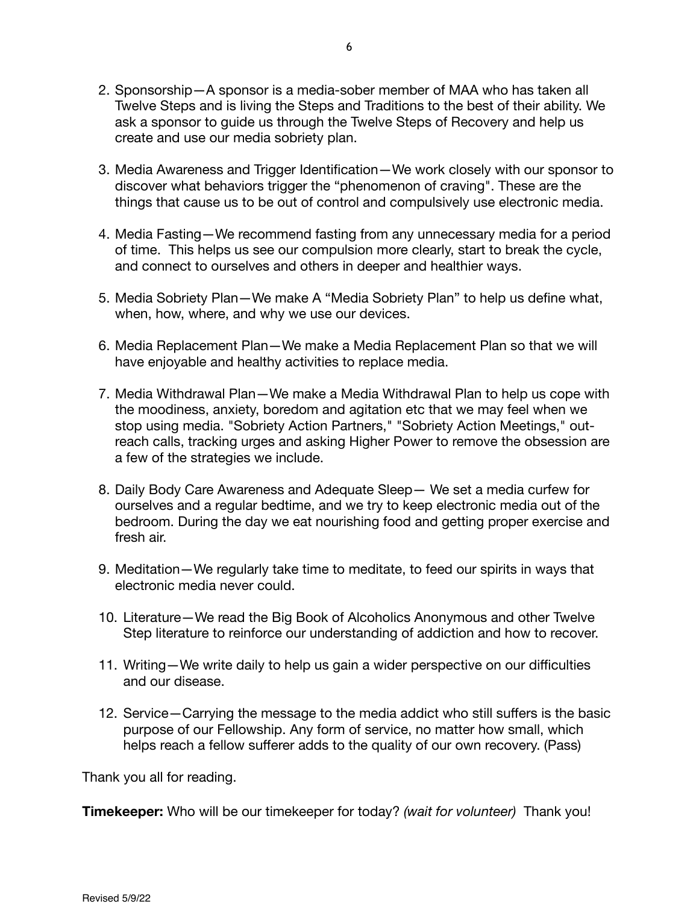2. Sponsorship—A sponsor is a media-sober member of MAA who has taken all Twelve Steps and is living the Steps and Traditions to the best of their ability. We ask a sponsor to guide us through the Twelve Steps of Recovery and help us create and use our media sobriety plan.

3. Media Awareness and Trigger Identification—We work closely with our sponsor to discover what behaviors trigger the "phenomenon of craving". These are the things that cause us to be out of control and compulsively use electronic media.

4. Media Fasting—We recommend fasting from any unnecessary media for a period of time. This helps us see our compulsion more clearly, start to break the cycle, and connect to ourselves and others in deeper and healthier ways.

5. Media Sobriety Plan—We make A "Media Sobriety Plan" to help us define what, when, how, where, and why we use our devices.

6. Media Replacement Plan—We make a Media Replacement Plan so that we will have enjoyable and healthy activities to replace media.

7. Media Withdrawal Plan—We make a Media Withdrawal Plan to help us cope with the moodiness, anxiety, boredom and agitation etc that we may feel when we stop using media. "Sobriety Action Partners," "Sobriety Action Meetings," out-reach calls, tracking urges and asking Higher Power to remove the obsession are a few of the strategies we include.

8. Daily Body Care Awareness and Adequate Sleep— We set a media curfew for ourselves and a regular bedtime, and we try to keep electronic media out of the bedroom. During the day we eat nourishing food and getting proper exercise and fresh air.

9. Meditation—We regularly take time to meditate, to feed our spirits in ways that electronic media never could.

10. Literature—We read the Big Book of Alcoholics Anonymous and other Twelve Step literature to reinforce our understanding of addiction and how to recover.

11. Writing—We write daily to help us gain a wider perspective on our difficulties and our disease.

12. Service—Carrying the message to the media addict who still suffers is the basic purpose of our Fellowship. Any form of service, no matter how small, which helps reach a fellow sufferer adds to the quality of our own recovery. (Pass)

Thank you all for reading.

**Timekeeper:** Who will be our timekeeper for today? *(wait for volunteer)* Thank you!

Revised 5/9/22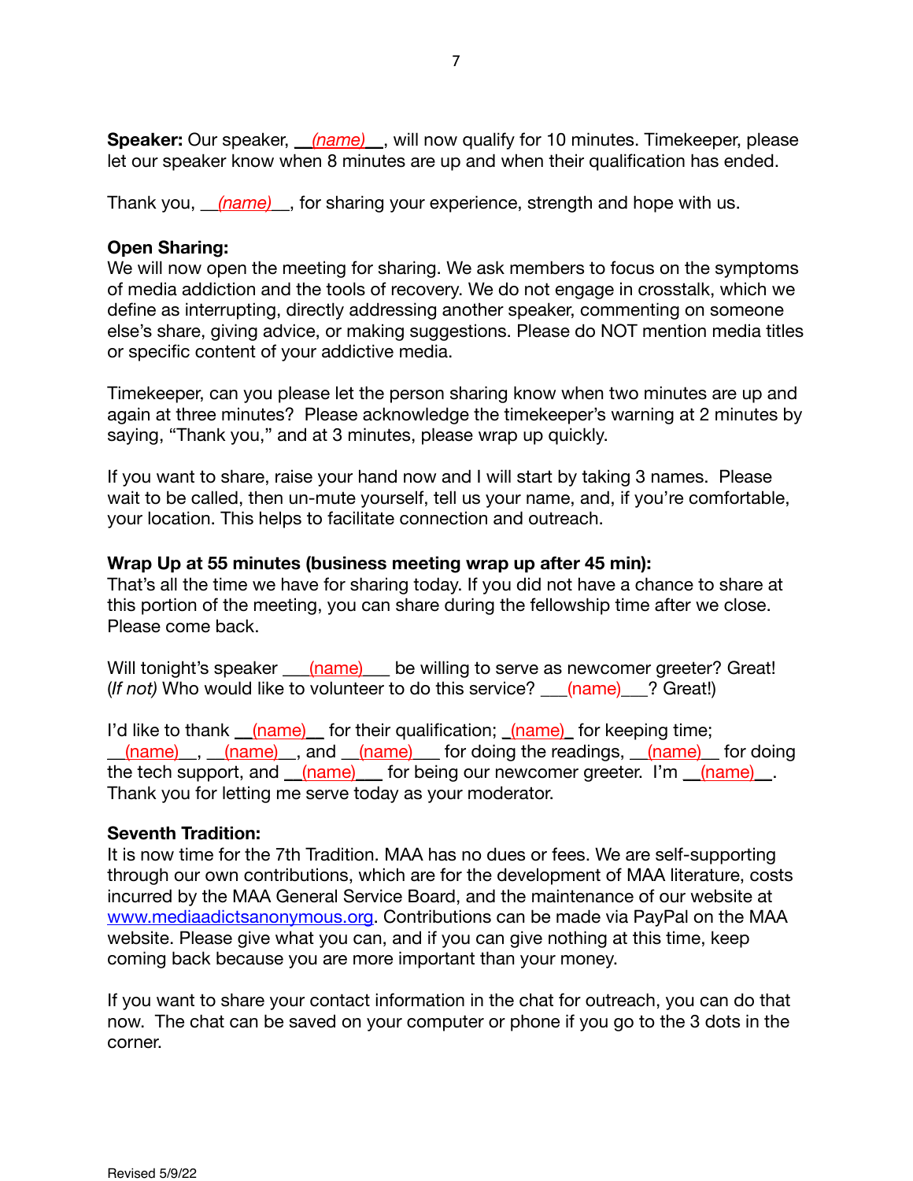**Speaker:** Our speaker, __*(name)*__, will now qualify for 10 minutes. Timekeeper, please let our speaker know when 8 minutes are up and when their qualification has ended.

Thank you, __*(name)*__, for sharing your experience, strength and hope with us.

**Open Sharing:**
We will now open the meeting for sharing. We ask members to focus on the symptoms of media addiction and the tools of recovery. We do not engage in crosstalk, which we define as interrupting, directly addressing another speaker, commenting on someone else's share, giving advice, or making suggestions. Please do NOT mention media titles or specific content of your addictive media.

Timekeeper, can you please let the person sharing know when two minutes are up and again at three minutes? Please acknowledge the timekeeper's warning at 2 minutes by saying, "Thank you," and at 3 minutes, please wrap up quickly.

If you want to share, raise your hand now and I will start by taking 3 names. Please wait to be called, then un-mute yourself, tell us your name, and, if you're comfortable, your location. This helps to facilitate connection and outreach.

**Wrap Up at 55 minutes (business meeting wrap up after 45 min):**
That's all the time we have for sharing today. If you did not have a chance to share at this portion of the meeting, you can share during the fellowship time after we close. Please come back.

Will tonight's speaker ___(name)___ be willing to serve as newcomer greeter? Great! (*If not)* Who would like to volunteer to do this service? ___(name)___? Great!)

I'd like to thank __(name)__ for their qualification; _(name)_ for keeping time; __(name)__, __(name)__, and __(name)___ for doing the readings, __(name)__ for doing the tech support, and __(name)___ for being our newcomer greeter. I'm __(name)__. Thank you for letting me serve today as your moderator.

**Seventh Tradition:**
It is now time for the 7th Tradition. MAA has no dues or fees. We are self-supporting through our own contributions, which are for the development of MAA literature, costs incurred by the MAA General Service Board, and the maintenance of our website at www.mediaadictsanonymous.org. Contributions can be made via PayPal on the MAA website. Please give what you can, and if you can give nothing at this time, keep coming back because you are more important than your money.

If you want to share your contact information in the chat for outreach, you can do that now. The chat can be saved on your computer or phone if you go to the 3 dots in the corner.

Revised 5/9/22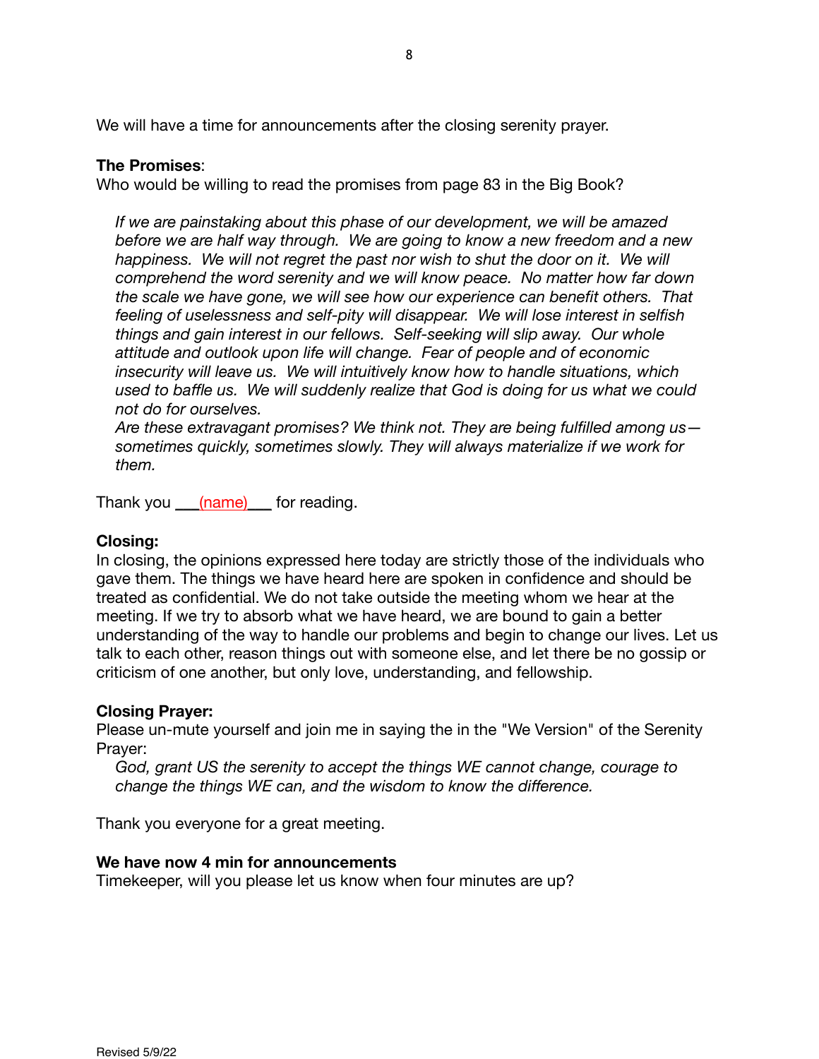We will have a time for announcements after the closing serenity prayer.

**The Promises**:
Who would be willing to read the promises from page 83 in the Big Book?

> *If we are painstaking about this phase of our development, we will be amazed before we are half way through. We are going to know a new freedom and a new happiness. We will not regret the past nor wish to shut the door on it. We will comprehend the word serenity and we will know peace. No matter how far down the scale we have gone, we will see how our experience can benefit others. That feeling of uselessness and self-pity will disappear. We will lose interest in selfish things and gain interest in our fellows. Self-seeking will slip away. Our whole attitude and outlook upon life will change. Fear of people and of economic insecurity will leave us. We will intuitively know how to handle situations, which used to baffle us. We will suddenly realize that God is doing for us what we could not do for ourselves.*
> *Are these extravagant promises? We think not. They are being fulfilled among us—sometimes quickly, sometimes slowly. They will always materialize if we work for them.*

Thank you ___(name)___ for reading.

**Closing:**
In closing, the opinions expressed here today are strictly those of the individuals who gave them. The things we have heard here are spoken in confidence and should be treated as confidential. We do not take outside the meeting whom we hear at the meeting. If we try to absorb what we have heard, we are bound to gain a better understanding of the way to handle our problems and begin to change our lives. Let us talk to each other, reason things out with someone else, and let there be no gossip or criticism of one another, but only love, understanding, and fellowship.

**Closing Prayer:**
Please un-mute yourself and join me in saying the in the "We Version" of the Serenity Prayer:

> *God, grant US the serenity to accept the things WE cannot change, courage to change the things WE can, and the wisdom to know the difference.*

Thank you everyone for a great meeting.

**We have now 4 min for announcements**
Timekeeper, will you please let us know when four minutes are up?

Revised 5/9/22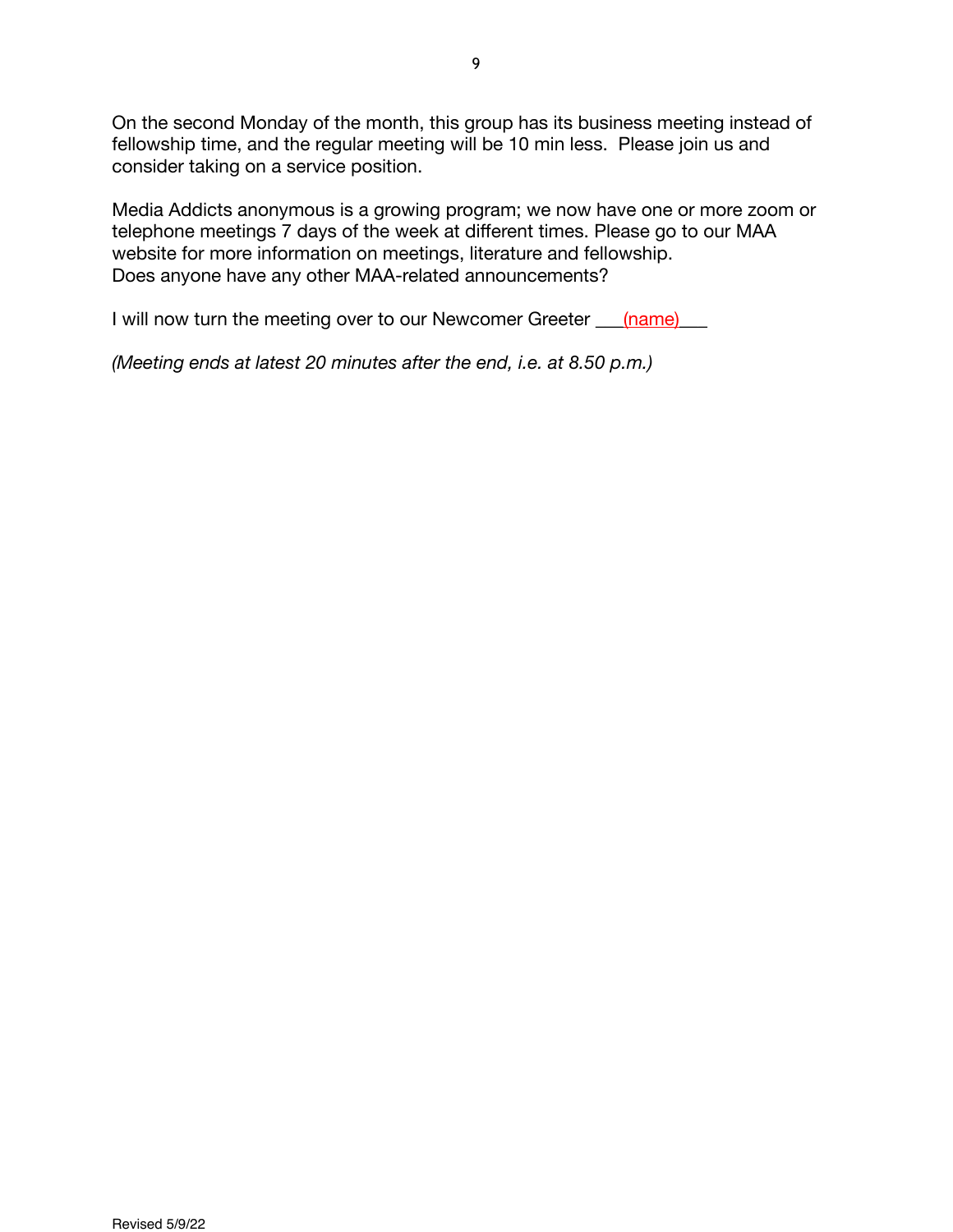On the second Monday of the month, this group has its business meeting instead of fellowship time, and the regular meeting will be 10 min less.  Please join us and consider taking on a service position.

Media Addicts anonymous is a growing program; we now have one or more zoom or telephone meetings 7 days of the week at different times. Please go to our MAA website for more information on meetings, literature and fellowship.
Does anyone have any other MAA-related announcements?

I will now turn the meeting over to our Newcomer Greeter ___(name)___

*(Meeting ends at latest 20 minutes after the end, i.e. at 8.50 p.m.)*

Revised 5/9/22